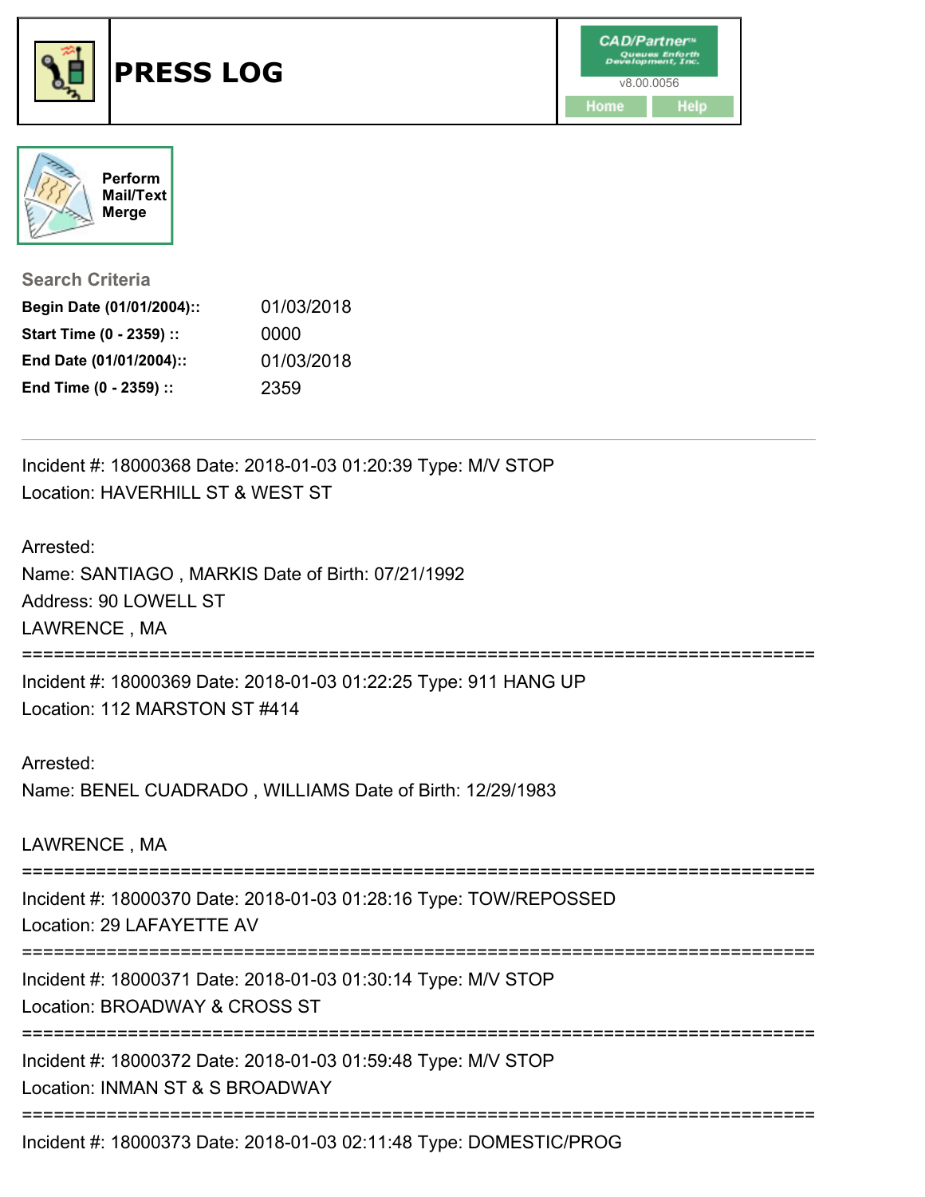# PRESS LOG

CAD/Partner™
Queues Enforth Development, Inc.
v8.00.0056

Home Help

Perform Mail/Text Merge

**Search Criteria**

| | |
|---|---|
| **Begin Date (01/01/2004)::** | 01/03/2018 |
| **Start Time (0 - 2359) ::** | 0000 |
| **End Date (01/01/2004)::** | 01/03/2018 |
| **End Time (0 - 2359) ::** | 2359 |

---

Incident #: 18000368 Date: 2018-01-03 01:20:39 Type: M/V STOP
Location: HAVERHILL ST & WEST ST

Arrested:
Name: SANTIAGO , MARKIS Date of Birth: 07/21/1992
Address: 90 LOWELL ST
LAWRENCE , MA

===========================================================================

Incident #: 18000369 Date: 2018-01-03 01:22:25 Type: 911 HANG UP
Location: 112 MARSTON ST #414

Arrested:
Name: BENEL CUADRADO , WILLIAMS Date of Birth: 12/29/1983

LAWRENCE , MA

===========================================================================

Incident #: 18000370 Date: 2018-01-03 01:28:16 Type: TOW/REPOSSED
Location: 29 LAFAYETTE AV

===========================================================================

Incident #: 18000371 Date: 2018-01-03 01:30:14 Type: M/V STOP
Location: BROADWAY & CROSS ST

===========================================================================

Incident #: 18000372 Date: 2018-01-03 01:59:48 Type: M/V STOP
Location: INMAN ST & S BROADWAY

===========================================================================

Incident #: 18000373 Date: 2018-01-03 02:11:48 Type: DOMESTIC/PROG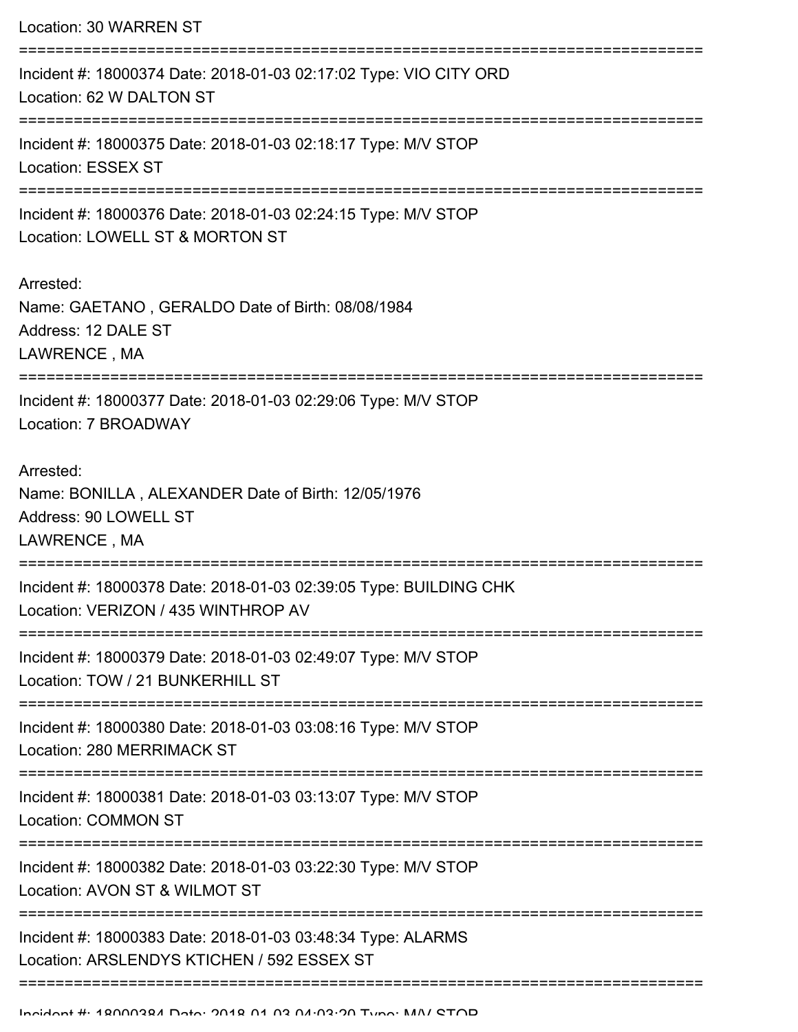Location: 30 WARREN ST

===========================================================================

Incident #: 18000374 Date: 2018-01-03 02:17:02 Type: VIO CITY ORD
Location: 62 W DALTON ST

===========================================================================

Incident #: 18000375 Date: 2018-01-03 02:18:17 Type: M/V STOP
Location: ESSEX ST

===========================================================================

Incident #: 18000376 Date: 2018-01-03 02:24:15 Type: M/V STOP
Location: LOWELL ST & MORTON ST

Arrested:
Name: GAETANO , GERALDO Date of Birth: 08/08/1984
Address: 12 DALE ST
LAWRENCE , MA

===========================================================================

Incident #: 18000377 Date: 2018-01-03 02:29:06 Type: M/V STOP
Location: 7 BROADWAY

Arrested:
Name: BONILLA , ALEXANDER Date of Birth: 12/05/1976
Address: 90 LOWELL ST
LAWRENCE , MA

===========================================================================

Incident #: 18000378 Date: 2018-01-03 02:39:05 Type: BUILDING CHK
Location: VERIZON / 435 WINTHROP AV

===========================================================================

Incident #: 18000379 Date: 2018-01-03 02:49:07 Type: M/V STOP
Location: TOW / 21 BUNKERHILL ST

===========================================================================

Incident #: 18000380 Date: 2018-01-03 03:08:16 Type: M/V STOP
Location: 280 MERRIMACK ST

===========================================================================

Incident #: 18000381 Date: 2018-01-03 03:13:07 Type: M/V STOP
Location: COMMON ST

===========================================================================

Incident #: 18000382 Date: 2018-01-03 03:22:30 Type: M/V STOP
Location: AVON ST & WILMOT ST

===========================================================================

Incident #: 18000383 Date: 2018-01-03 03:48:34 Type: ALARMS
Location: ARSLENDYS KTICHEN / 592 ESSEX ST

===========================================================================

Incident #: 18000384 Date: 2018-01-03 04:03:20 Type: M/V STOP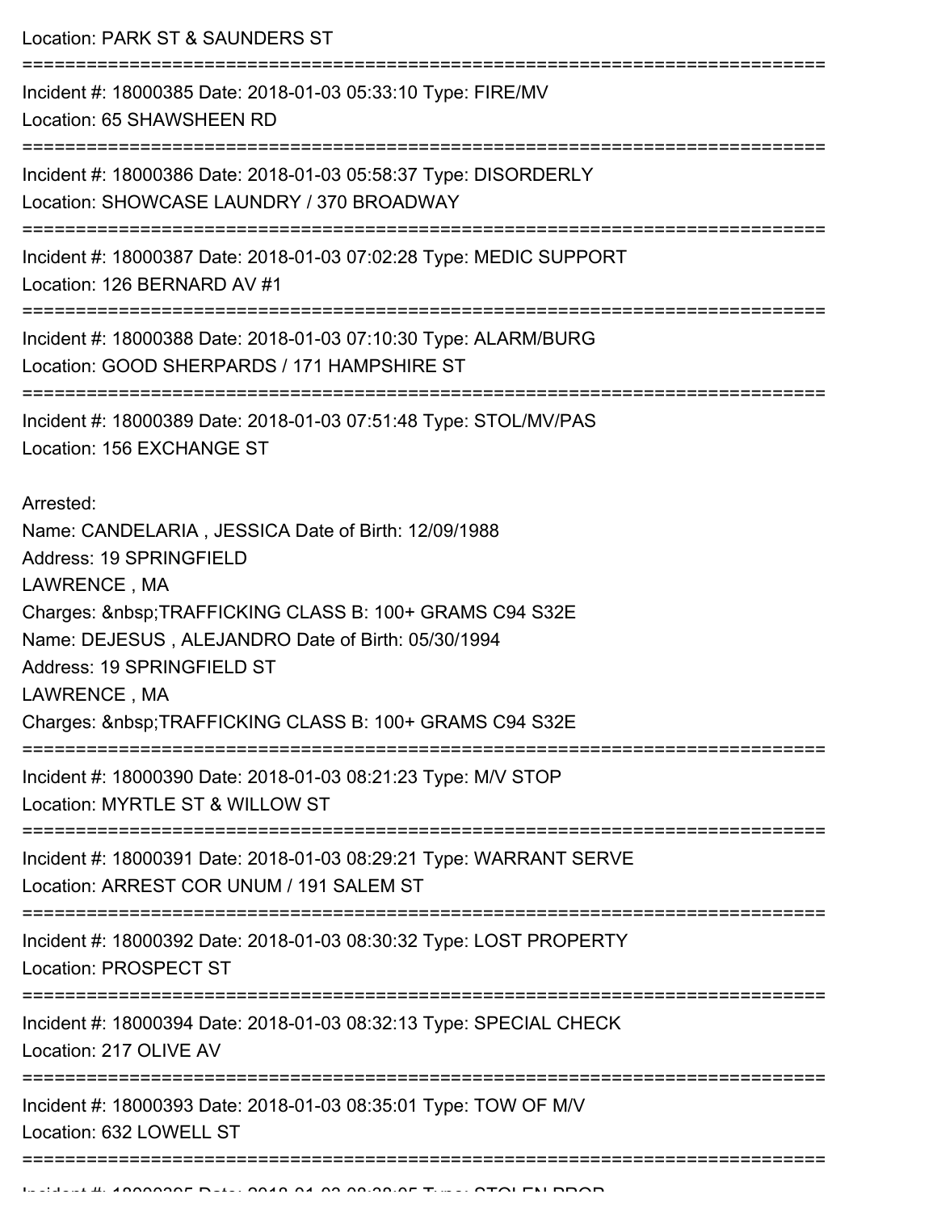Location: PARK ST & SAUNDERS ST

===========================================================================

Incident #: 18000385 Date: 2018-01-03 05:33:10 Type: FIRE/MV
Location: 65 SHAWSHEEN RD

===========================================================================

Incident #: 18000386 Date: 2018-01-03 05:58:37 Type: DISORDERLY
Location: SHOWCASE LAUNDRY / 370 BROADWAY

===========================================================================

Incident #: 18000387 Date: 2018-01-03 07:02:28 Type: MEDIC SUPPORT
Location: 126 BERNARD AV #1

===========================================================================

Incident #: 18000388 Date: 2018-01-03 07:10:30 Type: ALARM/BURG
Location: GOOD SHERPARDS / 171 HAMPSHIRE ST

===========================================================================

Incident #: 18000389 Date: 2018-01-03 07:51:48 Type: STOL/MV/PAS
Location: 156 EXCHANGE ST

Arrested:
Name: CANDELARIA , JESSICA Date of Birth: 12/09/1988
Address: 19 SPRINGFIELD
LAWRENCE , MA
Charges: &nbsp;TRAFFICKING CLASS B: 100+ GRAMS C94 S32E
Name: DEJESUS , ALEJANDRO Date of Birth: 05/30/1994
Address: 19 SPRINGFIELD ST
LAWRENCE , MA
Charges: &nbsp;TRAFFICKING CLASS B: 100+ GRAMS C94 S32E

===========================================================================

Incident #: 18000390 Date: 2018-01-03 08:21:23 Type: M/V STOP
Location: MYRTLE ST & WILLOW ST

===========================================================================

Incident #: 18000391 Date: 2018-01-03 08:29:21 Type: WARRANT SERVE
Location: ARREST COR UNUM / 191 SALEM ST

===========================================================================

Incident #: 18000392 Date: 2018-01-03 08:30:32 Type: LOST PROPERTY
Location: PROSPECT ST

===========================================================================

Incident #: 18000394 Date: 2018-01-03 08:32:13 Type: SPECIAL CHECK
Location: 217 OLIVE AV

===========================================================================

Incident #: 18000393 Date: 2018-01-03 08:35:01 Type: TOW OF M/V
Location: 632 LOWELL ST

===========================================================================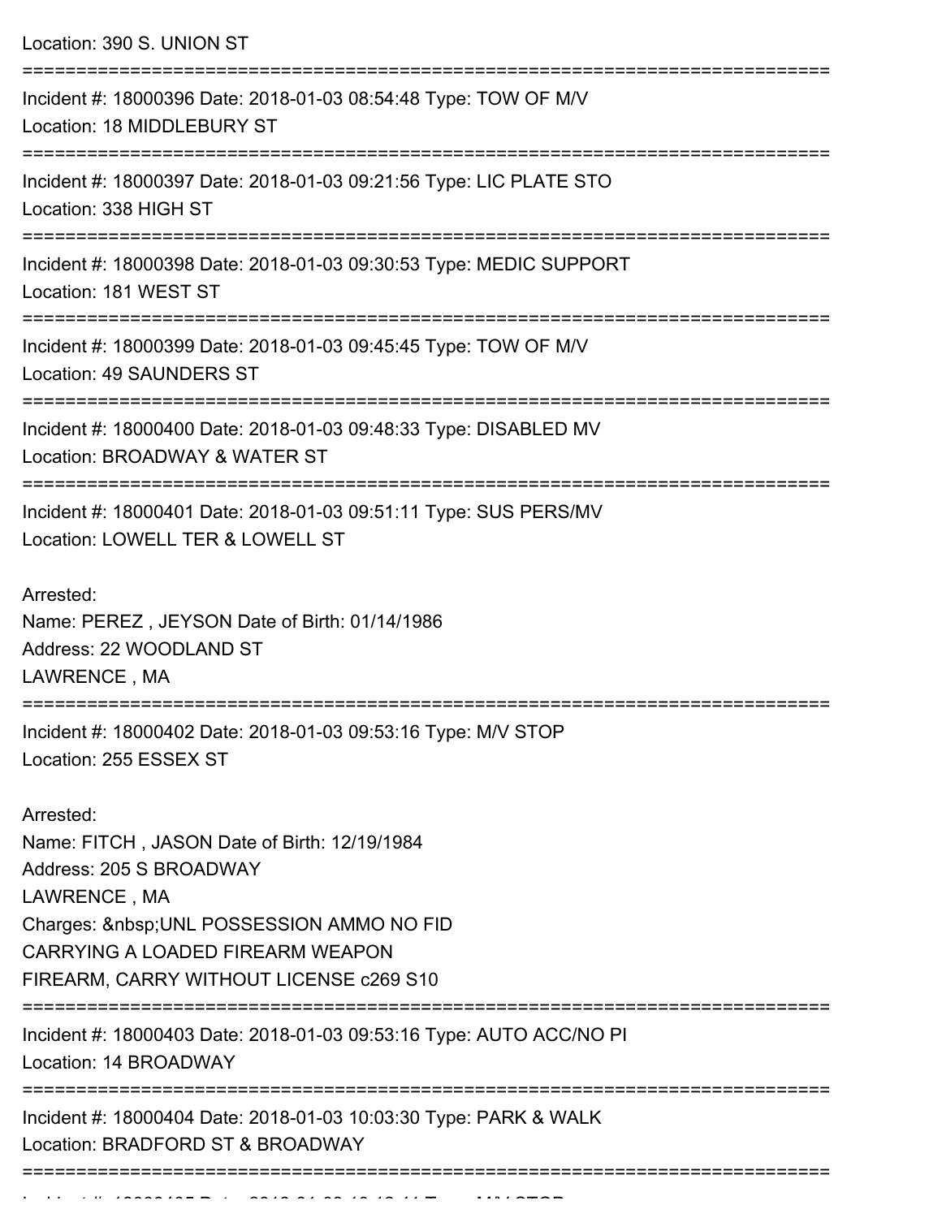Location: 390 S. UNION ST

===========================================================================

Incident #: 18000396 Date: 2018-01-03 08:54:48 Type: TOW OF M/V
Location: 18 MIDDLEBURY ST

===========================================================================

Incident #: 18000397 Date: 2018-01-03 09:21:56 Type: LIC PLATE STO
Location: 338 HIGH ST

===========================================================================

Incident #: 18000398 Date: 2018-01-03 09:30:53 Type: MEDIC SUPPORT
Location: 181 WEST ST

===========================================================================

Incident #: 18000399 Date: 2018-01-03 09:45:45 Type: TOW OF M/V
Location: 49 SAUNDERS ST

===========================================================================

Incident #: 18000400 Date: 2018-01-03 09:48:33 Type: DISABLED MV
Location: BROADWAY & WATER ST

===========================================================================

Incident #: 18000401 Date: 2018-01-03 09:51:11 Type: SUS PERS/MV
Location: LOWELL TER & LOWELL ST

Arrested:
Name: PEREZ , JEYSON Date of Birth: 01/14/1986
Address: 22 WOODLAND ST
LAWRENCE , MA

===========================================================================

Incident #: 18000402 Date: 2018-01-03 09:53:16 Type: M/V STOP
Location: 255 ESSEX ST

Arrested:
Name: FITCH , JASON Date of Birth: 12/19/1984
Address: 205 S BROADWAY
LAWRENCE , MA
Charges: &nbsp;UNL POSSESSION AMMO NO FID
CARRYING A LOADED FIREARM WEAPON
FIREARM, CARRY WITHOUT LICENSE c269 S10

===========================================================================

Incident #: 18000403 Date: 2018-01-03 09:53:16 Type: AUTO ACC/NO PI
Location: 14 BROADWAY

===========================================================================

Incident #: 18000404 Date: 2018-01-03 10:03:30 Type: PARK & WALK
Location: BRADFORD ST & BROADWAY

===========================================================================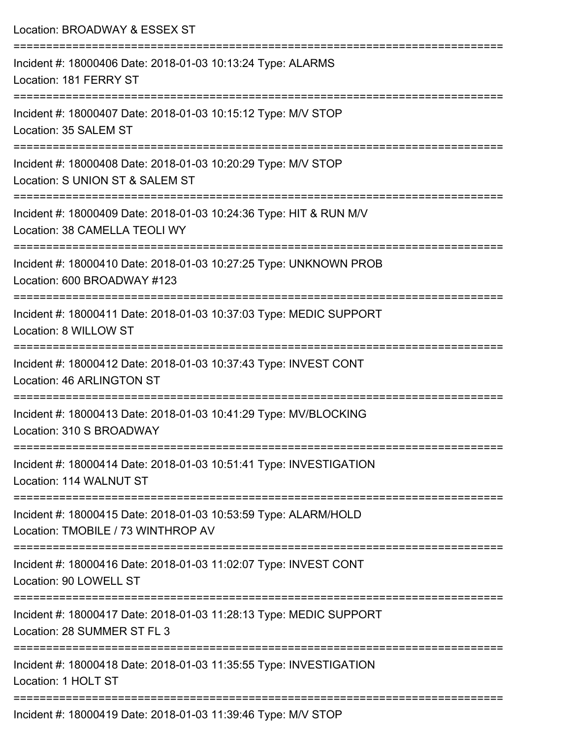Location: BROADWAY & ESSEX ST

===========================================================================

Incident #: 18000406 Date: 2018-01-03 10:13:24 Type: ALARMS

Location: 181 FERRY ST

===========================================================================

Incident #: 18000407 Date: 2018-01-03 10:15:12 Type: M/V STOP

Location: 35 SALEM ST

===========================================================================

Incident #: 18000408 Date: 2018-01-03 10:20:29 Type: M/V STOP

Location: S UNION ST & SALEM ST

===========================================================================

Incident #: 18000409 Date: 2018-01-03 10:24:36 Type: HIT & RUN M/V

Location: 38 CAMELLA TEOLI WY

===========================================================================

Incident #: 18000410 Date: 2018-01-03 10:27:25 Type: UNKNOWN PROB

Location: 600 BROADWAY #123

===========================================================================

Incident #: 18000411 Date: 2018-01-03 10:37:03 Type: MEDIC SUPPORT

Location: 8 WILLOW ST

===========================================================================

Incident #: 18000412 Date: 2018-01-03 10:37:43 Type: INVEST CONT

Location: 46 ARLINGTON ST

===========================================================================

Incident #: 18000413 Date: 2018-01-03 10:41:29 Type: MV/BLOCKING

Location: 310 S BROADWAY

===========================================================================

Incident #: 18000414 Date: 2018-01-03 10:51:41 Type: INVESTIGATION

Location: 114 WALNUT ST

===========================================================================

Incident #: 18000415 Date: 2018-01-03 10:53:59 Type: ALARM/HOLD

Location: TMOBILE / 73 WINTHROP AV

===========================================================================

Incident #: 18000416 Date: 2018-01-03 11:02:07 Type: INVEST CONT

Location: 90 LOWELL ST

===========================================================================

Incident #: 18000417 Date: 2018-01-03 11:28:13 Type: MEDIC SUPPORT

Location: 28 SUMMER ST FL 3

===========================================================================

Incident #: 18000418 Date: 2018-01-03 11:35:55 Type: INVESTIGATION

Location: 1 HOLT ST

===========================================================================

Incident #: 18000419 Date: 2018-01-03 11:39:46 Type: M/V STOP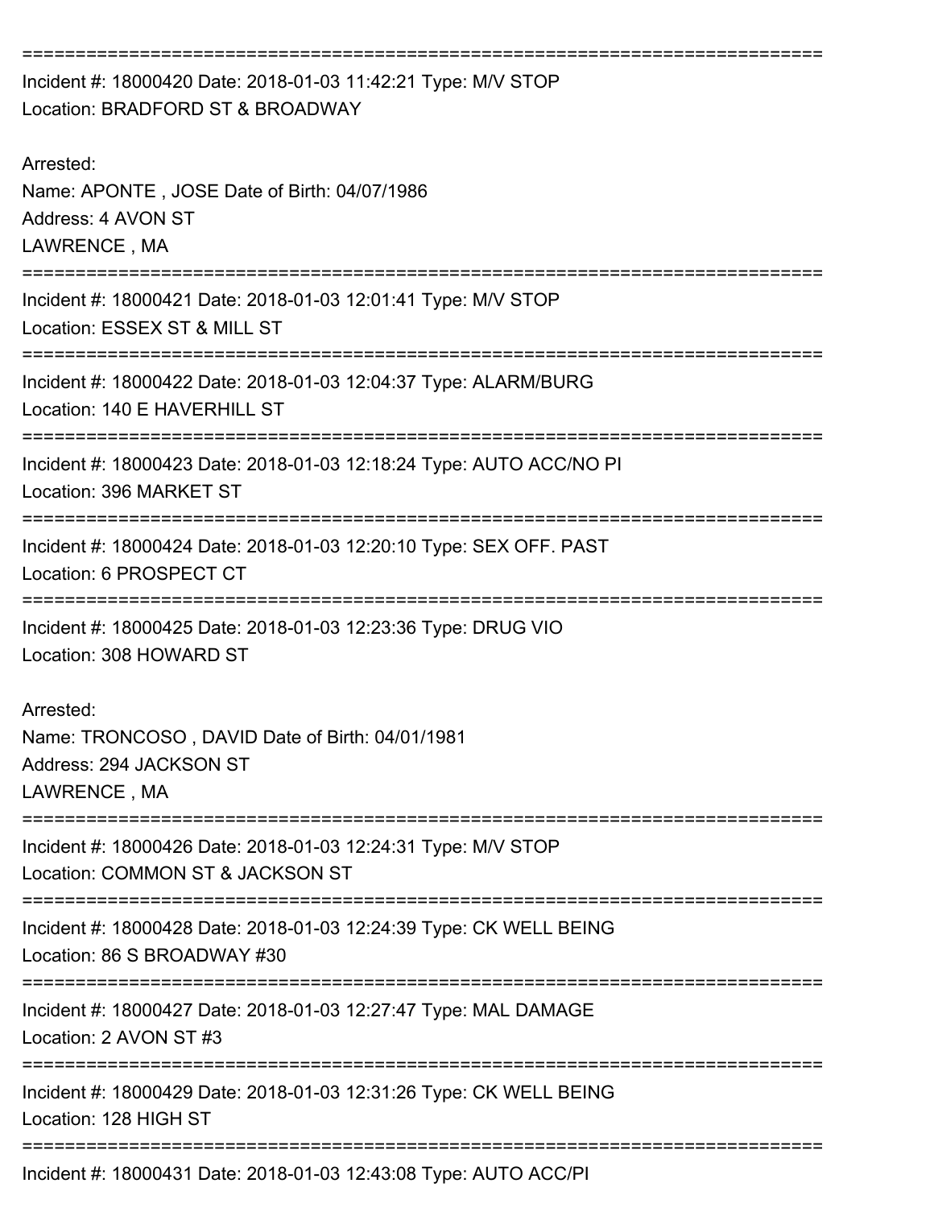===========================================================================

Incident #: 18000420 Date: 2018-01-03 11:42:21 Type: M/V STOP
Location: BRADFORD ST & BROADWAY

Arrested:
Name: APONTE , JOSE Date of Birth: 04/07/1986
Address: 4 AVON ST
LAWRENCE , MA

===========================================================================

Incident #: 18000421 Date: 2018-01-03 12:01:41 Type: M/V STOP
Location: ESSEX ST & MILL ST

===========================================================================

Incident #: 18000422 Date: 2018-01-03 12:04:37 Type: ALARM/BURG
Location: 140 E HAVERHILL ST

===========================================================================

Incident #: 18000423 Date: 2018-01-03 12:18:24 Type: AUTO ACC/NO PI
Location: 396 MARKET ST

===========================================================================

Incident #: 18000424 Date: 2018-01-03 12:20:10 Type: SEX OFF. PAST
Location: 6 PROSPECT CT

===========================================================================

Incident #: 18000425 Date: 2018-01-03 12:23:36 Type: DRUG VIO
Location: 308 HOWARD ST

Arrested:
Name: TRONCOSO , DAVID Date of Birth: 04/01/1981
Address: 294 JACKSON ST
LAWRENCE , MA

===========================================================================

Incident #: 18000426 Date: 2018-01-03 12:24:31 Type: M/V STOP
Location: COMMON ST & JACKSON ST

===========================================================================

Incident #: 18000428 Date: 2018-01-03 12:24:39 Type: CK WELL BEING
Location: 86 S BROADWAY #30

===========================================================================

Incident #: 18000427 Date: 2018-01-03 12:27:47 Type: MAL DAMAGE
Location: 2 AVON ST #3

===========================================================================

Incident #: 18000429 Date: 2018-01-03 12:31:26 Type: CK WELL BEING
Location: 128 HIGH ST

===========================================================================

Incident #: 18000431 Date: 2018-01-03 12:43:08 Type: AUTO ACC/PI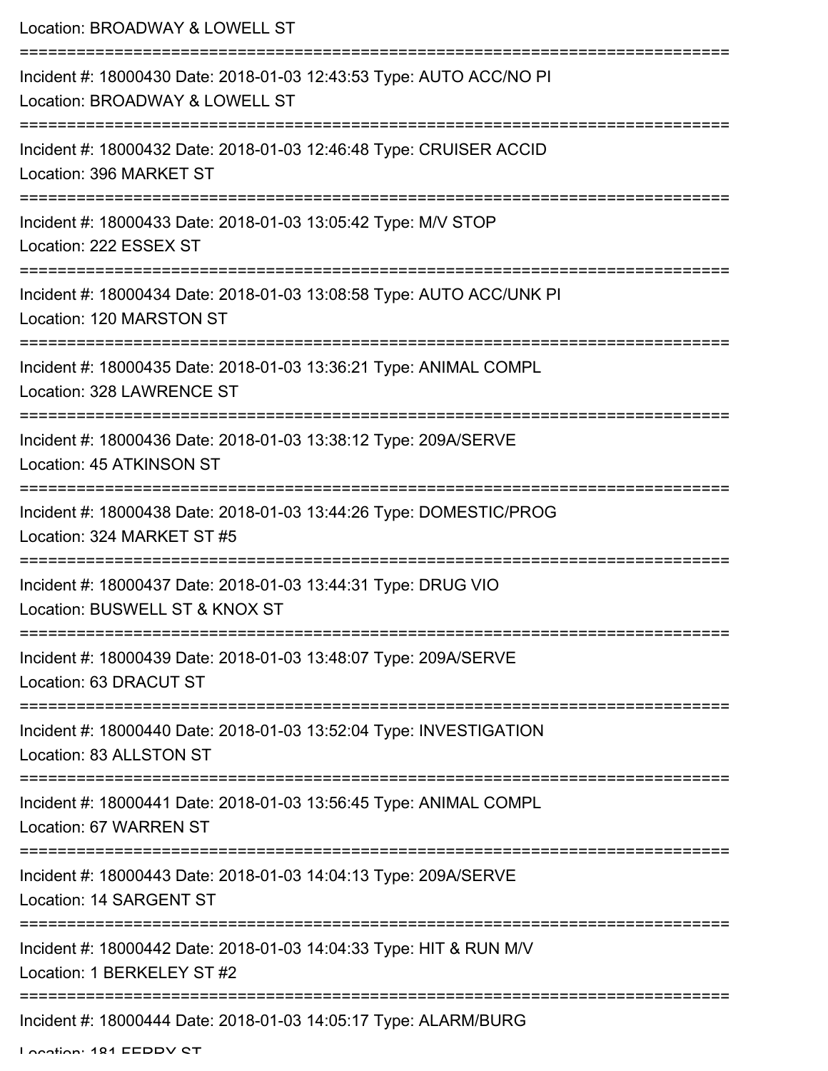Location: BROADWAY & LOWELL ST

===========================================================================

Incident #: 18000430 Date: 2018-01-03 12:43:53 Type: AUTO ACC/NO PI

Location: BROADWAY & LOWELL ST

===========================================================================

Incident #: 18000432 Date: 2018-01-03 12:46:48 Type: CRUISER ACCID

Location: 396 MARKET ST

===========================================================================

Incident #: 18000433 Date: 2018-01-03 13:05:42 Type: M/V STOP

Location: 222 ESSEX ST

===========================================================================

Incident #: 18000434 Date: 2018-01-03 13:08:58 Type: AUTO ACC/UNK PI

Location: 120 MARSTON ST

===========================================================================

Incident #: 18000435 Date: 2018-01-03 13:36:21 Type: ANIMAL COMPL

Location: 328 LAWRENCE ST

===========================================================================

Incident #: 18000436 Date: 2018-01-03 13:38:12 Type: 209A/SERVE

Location: 45 ATKINSON ST

===========================================================================

Incident #: 18000438 Date: 2018-01-03 13:44:26 Type: DOMESTIC/PROG

Location: 324 MARKET ST #5

===========================================================================

Incident #: 18000437 Date: 2018-01-03 13:44:31 Type: DRUG VIO

Location: BUSWELL ST & KNOX ST

===========================================================================

Incident #: 18000439 Date: 2018-01-03 13:48:07 Type: 209A/SERVE

Location: 63 DRACUT ST

===========================================================================

Incident #: 18000440 Date: 2018-01-03 13:52:04 Type: INVESTIGATION

Location: 83 ALLSTON ST

===========================================================================

Incident #: 18000441 Date: 2018-01-03 13:56:45 Type: ANIMAL COMPL

Location: 67 WARREN ST

===========================================================================

Incident #: 18000443 Date: 2018-01-03 14:04:13 Type: 209A/SERVE

Location: 14 SARGENT ST

===========================================================================

Incident #: 18000442 Date: 2018-01-03 14:04:33 Type: HIT & RUN M/V

Location: 1 BERKELEY ST #2

===========================================================================

Incident #: 18000444 Date: 2018-01-03 14:05:17 Type: ALARM/BURG

Location: 181 FERRY ST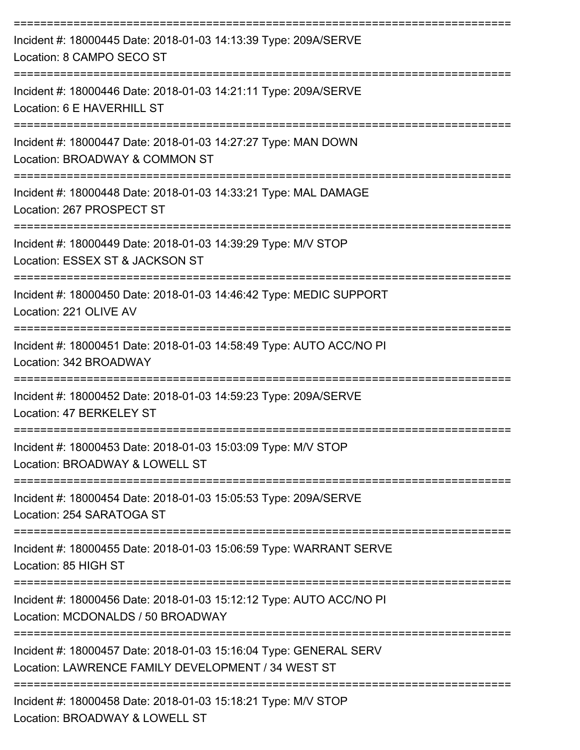===========================================================================

Incident #: 18000445 Date: 2018-01-03 14:13:39 Type: 209A/SERVE
Location: 8 CAMPO SECO ST

===========================================================================

Incident #: 18000446 Date: 2018-01-03 14:21:11 Type: 209A/SERVE
Location: 6 E HAVERHILL ST

===========================================================================

Incident #: 18000447 Date: 2018-01-03 14:27:27 Type: MAN DOWN
Location: BROADWAY & COMMON ST

===========================================================================

Incident #: 18000448 Date: 2018-01-03 14:33:21 Type: MAL DAMAGE
Location: 267 PROSPECT ST

===========================================================================

Incident #: 18000449 Date: 2018-01-03 14:39:29 Type: M/V STOP
Location: ESSEX ST & JACKSON ST

===========================================================================

Incident #: 18000450 Date: 2018-01-03 14:46:42 Type: MEDIC SUPPORT
Location: 221 OLIVE AV

===========================================================================

Incident #: 18000451 Date: 2018-01-03 14:58:49 Type: AUTO ACC/NO PI
Location: 342 BROADWAY

===========================================================================

Incident #: 18000452 Date: 2018-01-03 14:59:23 Type: 209A/SERVE
Location: 47 BERKELEY ST

===========================================================================

Incident #: 18000453 Date: 2018-01-03 15:03:09 Type: M/V STOP
Location: BROADWAY & LOWELL ST

===========================================================================

Incident #: 18000454 Date: 2018-01-03 15:05:53 Type: 209A/SERVE
Location: 254 SARATOGA ST

===========================================================================

Incident #: 18000455 Date: 2018-01-03 15:06:59 Type: WARRANT SERVE
Location: 85 HIGH ST

===========================================================================

Incident #: 18000456 Date: 2018-01-03 15:12:12 Type: AUTO ACC/NO PI
Location: MCDONALDS / 50 BROADWAY

===========================================================================

Incident #: 18000457 Date: 2018-01-03 15:16:04 Type: GENERAL SERV
Location: LAWRENCE FAMILY DEVELOPMENT / 34 WEST ST

===========================================================================

Incident #: 18000458 Date: 2018-01-03 15:18:21 Type: M/V STOP
Location: BROADWAY & LOWELL ST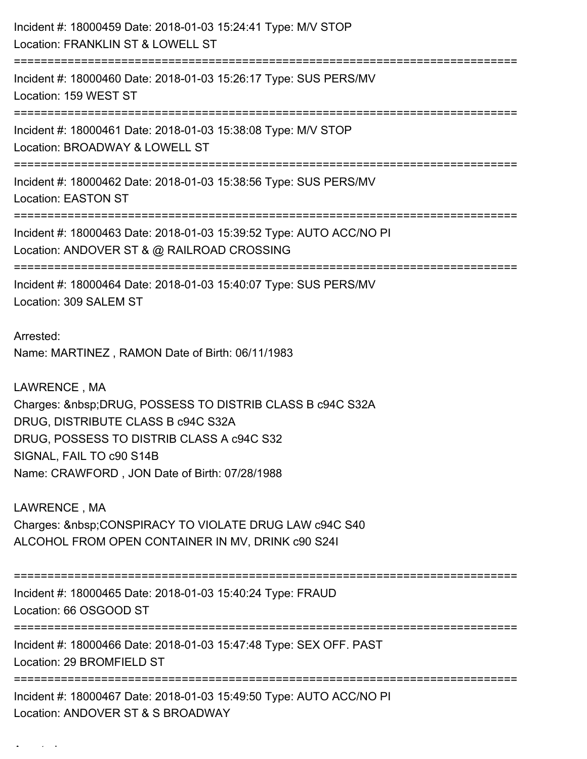Incident #: 18000459 Date: 2018-01-03 15:24:41 Type: M/V STOP
Location: FRANKLIN ST & LOWELL ST

===========================================================================

Incident #: 18000460 Date: 2018-01-03 15:26:17 Type: SUS PERS/MV
Location: 159 WEST ST

===========================================================================

Incident #: 18000461 Date: 2018-01-03 15:38:08 Type: M/V STOP
Location: BROADWAY & LOWELL ST

===========================================================================

Incident #: 18000462 Date: 2018-01-03 15:38:56 Type: SUS PERS/MV
Location: EASTON ST

===========================================================================

Incident #: 18000463 Date: 2018-01-03 15:39:52 Type: AUTO ACC/NO PI
Location: ANDOVER ST & @ RAILROAD CROSSING

===========================================================================

Incident #: 18000464 Date: 2018-01-03 15:40:07 Type: SUS PERS/MV
Location: 309 SALEM ST

Arrested:
Name: MARTINEZ , RAMON Date of Birth: 06/11/1983

LAWRENCE , MA
Charges: &nbsp;DRUG, POSSESS TO DISTRIB CLASS B c94C S32A
DRUG, DISTRIBUTE CLASS B c94C S32A
DRUG, POSSESS TO DISTRIB CLASS A c94C S32
SIGNAL, FAIL TO c90 S14B
Name: CRAWFORD , JON Date of Birth: 07/28/1988

LAWRENCE , MA
Charges: &nbsp;CONSPIRACY TO VIOLATE DRUG LAW c94C S40
ALCOHOL FROM OPEN CONTAINER IN MV, DRINK c90 S24I

===========================================================================

Incident #: 18000465 Date: 2018-01-03 15:40:24 Type: FRAUD
Location: 66 OSGOOD ST

===========================================================================

Incident #: 18000466 Date: 2018-01-03 15:47:48 Type: SEX OFF. PAST
Location: 29 BROMFIELD ST

===========================================================================

Incident #: 18000467 Date: 2018-01-03 15:49:50 Type: AUTO ACC/NO PI
Location: ANDOVER ST & S BROADWAY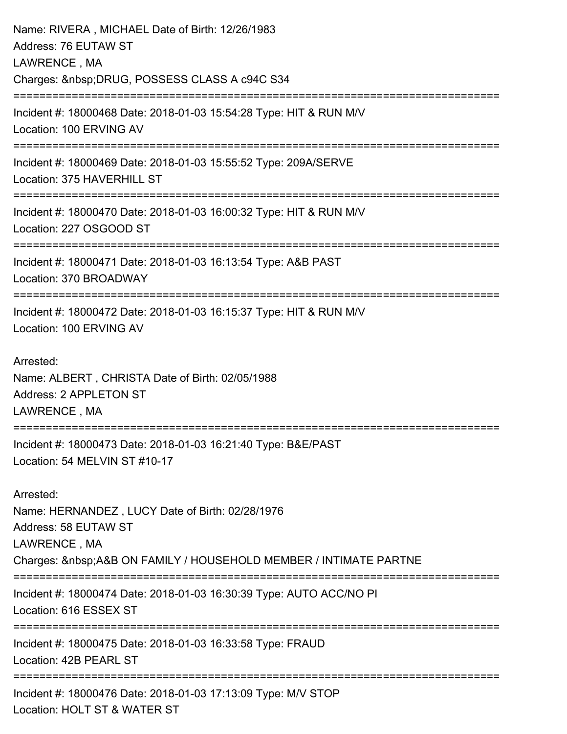Name: RIVERA , MICHAEL Date of Birth: 12/26/1983
Address: 76 EUTAW ST
LAWRENCE , MA
Charges: &nbsp;DRUG, POSSESS CLASS A c94C S34

===========================================================================

Incident #: 18000468 Date: 2018-01-03 15:54:28 Type: HIT & RUN M/V
Location: 100 ERVING AV

===========================================================================

Incident #: 18000469 Date: 2018-01-03 15:55:52 Type: 209A/SERVE
Location: 375 HAVERHILL ST

===========================================================================

Incident #: 18000470 Date: 2018-01-03 16:00:32 Type: HIT & RUN M/V
Location: 227 OSGOOD ST

===========================================================================

Incident #: 18000471 Date: 2018-01-03 16:13:54 Type: A&B PAST
Location: 370 BROADWAY

===========================================================================

Incident #: 18000472 Date: 2018-01-03 16:15:37 Type: HIT & RUN M/V
Location: 100 ERVING AV

Arrested:
Name: ALBERT , CHRISTA Date of Birth: 02/05/1988
Address: 2 APPLETON ST
LAWRENCE , MA

===========================================================================

Incident #: 18000473 Date: 2018-01-03 16:21:40 Type: B&E/PAST
Location: 54 MELVIN ST #10-17

Arrested:
Name: HERNANDEZ , LUCY Date of Birth: 02/28/1976
Address: 58 EUTAW ST
LAWRENCE , MA
Charges: &nbsp;A&B ON FAMILY / HOUSEHOLD MEMBER / INTIMATE PARTNE

===========================================================================

Incident #: 18000474 Date: 2018-01-03 16:30:39 Type: AUTO ACC/NO PI
Location: 616 ESSEX ST

===========================================================================

Incident #: 18000475 Date: 2018-01-03 16:33:58 Type: FRAUD
Location: 42B PEARL ST

===========================================================================

Incident #: 18000476 Date: 2018-01-03 17:13:09 Type: M/V STOP
Location: HOLT ST & WATER ST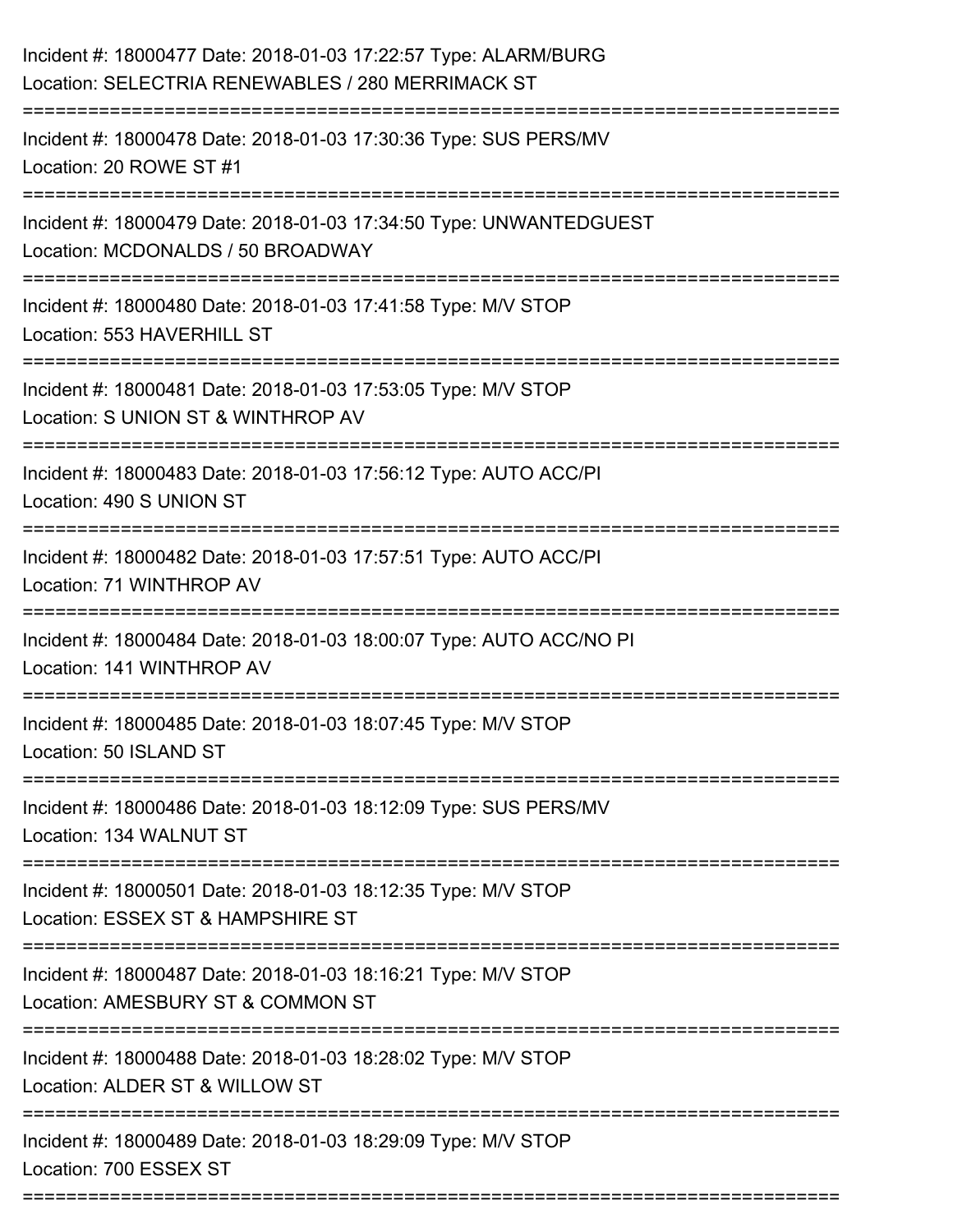Incident #: 18000477 Date: 2018-01-03 17:22:57 Type: ALARM/BURG
Location: SELECTRIA RENEWABLES / 280 MERRIMACK ST

===========================================================================

Incident #: 18000478 Date: 2018-01-03 17:30:36 Type: SUS PERS/MV
Location: 20 ROWE ST #1

===========================================================================

Incident #: 18000479 Date: 2018-01-03 17:34:50 Type: UNWANTEDGUEST
Location: MCDONALDS / 50 BROADWAY

===========================================================================

Incident #: 18000480 Date: 2018-01-03 17:41:58 Type: M/V STOP
Location: 553 HAVERHILL ST

===========================================================================

Incident #: 18000481 Date: 2018-01-03 17:53:05 Type: M/V STOP
Location: S UNION ST & WINTHROP AV

===========================================================================

Incident #: 18000483 Date: 2018-01-03 17:56:12 Type: AUTO ACC/PI
Location: 490 S UNION ST

===========================================================================

Incident #: 18000482 Date: 2018-01-03 17:57:51 Type: AUTO ACC/PI
Location: 71 WINTHROP AV

===========================================================================

Incident #: 18000484 Date: 2018-01-03 18:00:07 Type: AUTO ACC/NO PI
Location: 141 WINTHROP AV

===========================================================================

Incident #: 18000485 Date: 2018-01-03 18:07:45 Type: M/V STOP
Location: 50 ISLAND ST

===========================================================================

Incident #: 18000486 Date: 2018-01-03 18:12:09 Type: SUS PERS/MV
Location: 134 WALNUT ST

===========================================================================

Incident #: 18000501 Date: 2018-01-03 18:12:35 Type: M/V STOP
Location: ESSEX ST & HAMPSHIRE ST

===========================================================================

Incident #: 18000487 Date: 2018-01-03 18:16:21 Type: M/V STOP
Location: AMESBURY ST & COMMON ST

===========================================================================

Incident #: 18000488 Date: 2018-01-03 18:28:02 Type: M/V STOP
Location: ALDER ST & WILLOW ST

===========================================================================

Incident #: 18000489 Date: 2018-01-03 18:29:09 Type: M/V STOP
Location: 700 ESSEX ST

===========================================================================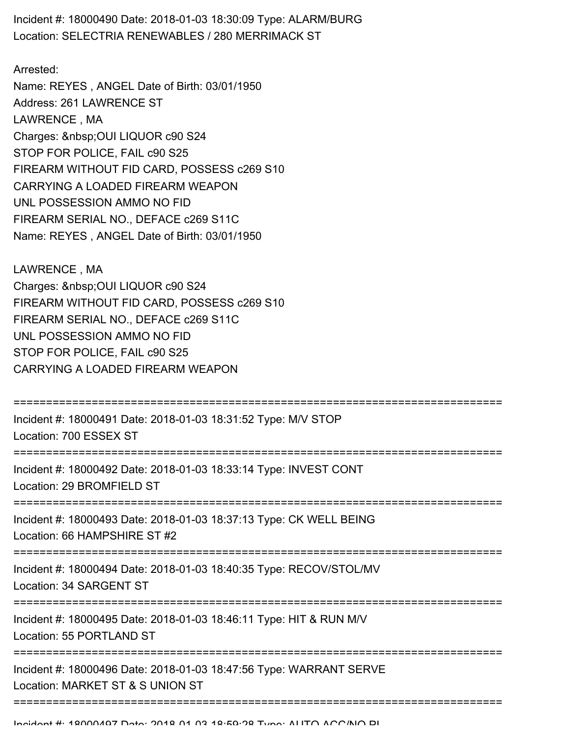Incident #: 18000490 Date: 2018-01-03 18:30:09 Type: ALARM/BURG
Location: SELECTRIA RENEWABLES / 280 MERRIMACK ST

Arrested:
Name: REYES , ANGEL Date of Birth: 03/01/1950
Address: 261 LAWRENCE ST
LAWRENCE , MA
Charges: &nbsp;OUI LIQUOR c90 S24
STOP FOR POLICE, FAIL c90 S25
FIREARM WITHOUT FID CARD, POSSESS c269 S10
CARRYING A LOADED FIREARM WEAPON
UNL POSSESSION AMMO NO FID
FIREARM SERIAL NO., DEFACE c269 S11C
Name: REYES , ANGEL Date of Birth: 03/01/1950

LAWRENCE , MA
Charges: &nbsp;OUI LIQUOR c90 S24
FIREARM WITHOUT FID CARD, POSSESS c269 S10
FIREARM SERIAL NO., DEFACE c269 S11C
UNL POSSESSION AMMO NO FID
STOP FOR POLICE, FAIL c90 S25
CARRYING A LOADED FIREARM WEAPON

===========================================================================

Incident #: 18000491 Date: 2018-01-03 18:31:52 Type: M/V STOP
Location: 700 ESSEX ST

===========================================================================

Incident #: 18000492 Date: 2018-01-03 18:33:14 Type: INVEST CONT
Location: 29 BROMFIELD ST

===========================================================================

Incident #: 18000493 Date: 2018-01-03 18:37:13 Type: CK WELL BEING
Location: 66 HAMPSHIRE ST #2

===========================================================================

Incident #: 18000494 Date: 2018-01-03 18:40:35 Type: RECOV/STOL/MV
Location: 34 SARGENT ST

===========================================================================

Incident #: 18000495 Date: 2018-01-03 18:46:11 Type: HIT & RUN M/V
Location: 55 PORTLAND ST

===========================================================================

Incident #: 18000496 Date: 2018-01-03 18:47:56 Type: WARRANT SERVE
Location: MARKET ST & S UNION ST

===========================================================================

Incident #: 18000497 Date: 2018-01-03 18:59:28 Type: AUTO ACC/NO PI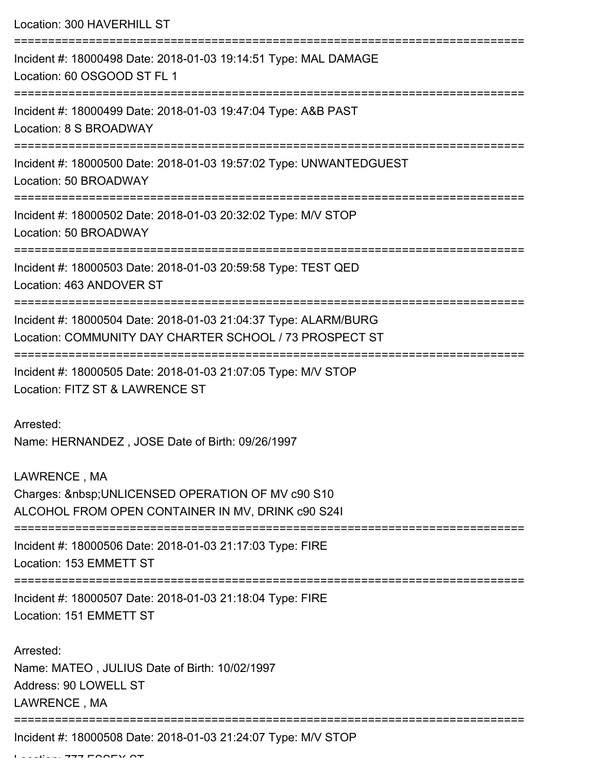Location: 300 HAVERHILL ST

===========================================================================

Incident #: 18000498 Date: 2018-01-03 19:14:51 Type: MAL DAMAGE
Location: 60 OSGOOD ST FL 1

===========================================================================

Incident #: 18000499 Date: 2018-01-03 19:47:04 Type: A&B PAST
Location: 8 S BROADWAY

===========================================================================

Incident #: 18000500 Date: 2018-01-03 19:57:02 Type: UNWANTEDGUEST
Location: 50 BROADWAY

===========================================================================

Incident #: 18000502 Date: 2018-01-03 20:32:02 Type: M/V STOP
Location: 50 BROADWAY

===========================================================================

Incident #: 18000503 Date: 2018-01-03 20:59:58 Type: TEST QED
Location: 463 ANDOVER ST

===========================================================================

Incident #: 18000504 Date: 2018-01-03 21:04:37 Type: ALARM/BURG
Location: COMMUNITY DAY CHARTER SCHOOL / 73 PROSPECT ST

===========================================================================

Incident #: 18000505 Date: 2018-01-03 21:07:05 Type: M/V STOP
Location: FITZ ST & LAWRENCE ST

Arrested:
Name: HERNANDEZ , JOSE Date of Birth: 09/26/1997

LAWRENCE , MA
Charges: &nbsp;UNLICENSED OPERATION OF MV c90 S10
ALCOHOL FROM OPEN CONTAINER IN MV, DRINK c90 S24I

===========================================================================

Incident #: 18000506 Date: 2018-01-03 21:17:03 Type: FIRE
Location: 153 EMMETT ST

===========================================================================

Incident #: 18000507 Date: 2018-01-03 21:18:04 Type: FIRE
Location: 151 EMMETT ST

Arrested:
Name: MATEO , JULIUS Date of Birth: 10/02/1997
Address: 90 LOWELL ST
LAWRENCE , MA

===========================================================================

Incident #: 18000508 Date: 2018-01-03 21:24:07 Type: M/V STOP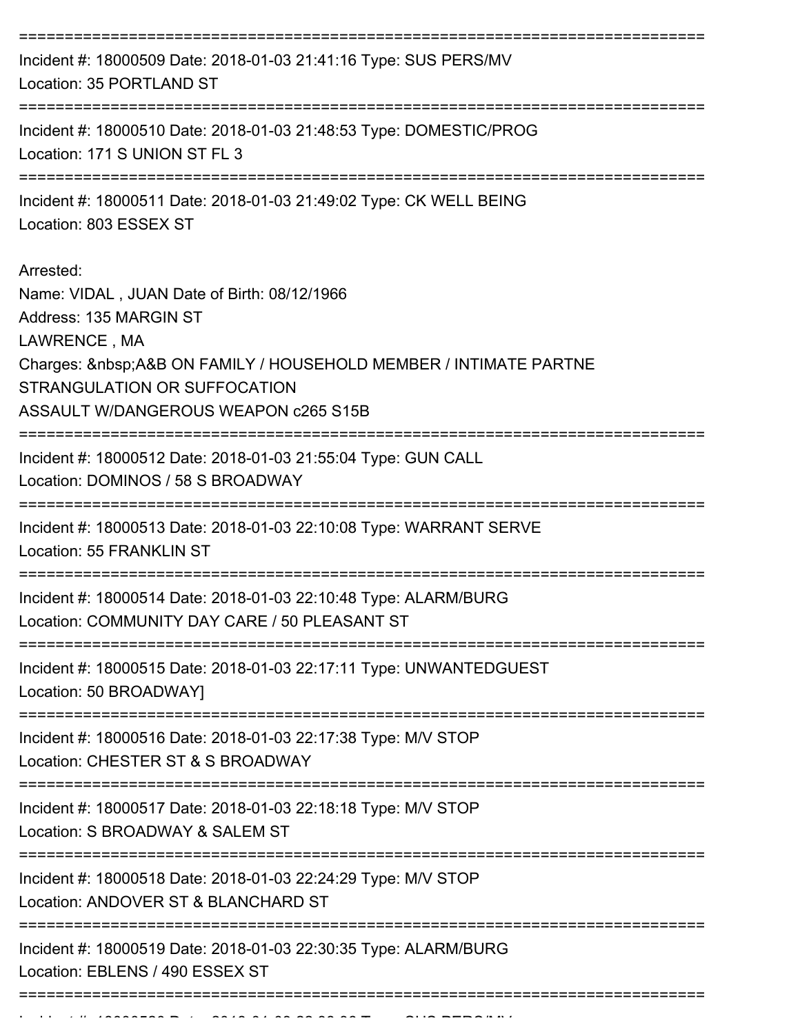===========================================================================

Incident #: 18000509 Date: 2018-01-03 21:41:16 Type: SUS PERS/MV
Location: 35 PORTLAND ST

===========================================================================

Incident #: 18000510 Date: 2018-01-03 21:48:53 Type: DOMESTIC/PROG
Location: 171 S UNION ST FL 3

===========================================================================

Incident #: 18000511 Date: 2018-01-03 21:49:02 Type: CK WELL BEING
Location: 803 ESSEX ST

Arrested:
Name: VIDAL , JUAN Date of Birth: 08/12/1966
Address: 135 MARGIN ST
LAWRENCE , MA
Charges: &nbsp;A&B ON FAMILY / HOUSEHOLD MEMBER / INTIMATE PARTNE
STRANGULATION OR SUFFOCATION
ASSAULT W/DANGEROUS WEAPON c265 S15B

===========================================================================

Incident #: 18000512 Date: 2018-01-03 21:55:04 Type: GUN CALL
Location: DOMINOS / 58 S BROADWAY

===========================================================================

Incident #: 18000513 Date: 2018-01-03 22:10:08 Type: WARRANT SERVE
Location: 55 FRANKLIN ST

===========================================================================

Incident #: 18000514 Date: 2018-01-03 22:10:48 Type: ALARM/BURG
Location: COMMUNITY DAY CARE / 50 PLEASANT ST

===========================================================================

Incident #: 18000515 Date: 2018-01-03 22:17:11 Type: UNWANTEDGUEST
Location: 50 BROADWAY]

===========================================================================

Incident #: 18000516 Date: 2018-01-03 22:17:38 Type: M/V STOP
Location: CHESTER ST & S BROADWAY

===========================================================================

Incident #: 18000517 Date: 2018-01-03 22:18:18 Type: M/V STOP
Location: S BROADWAY & SALEM ST

===========================================================================

Incident #: 18000518 Date: 2018-01-03 22:24:29 Type: M/V STOP
Location: ANDOVER ST & BLANCHARD ST

===========================================================================

Incident #: 18000519 Date: 2018-01-03 22:30:35 Type: ALARM/BURG
Location: EBLENS / 490 ESSEX ST

===========================================================================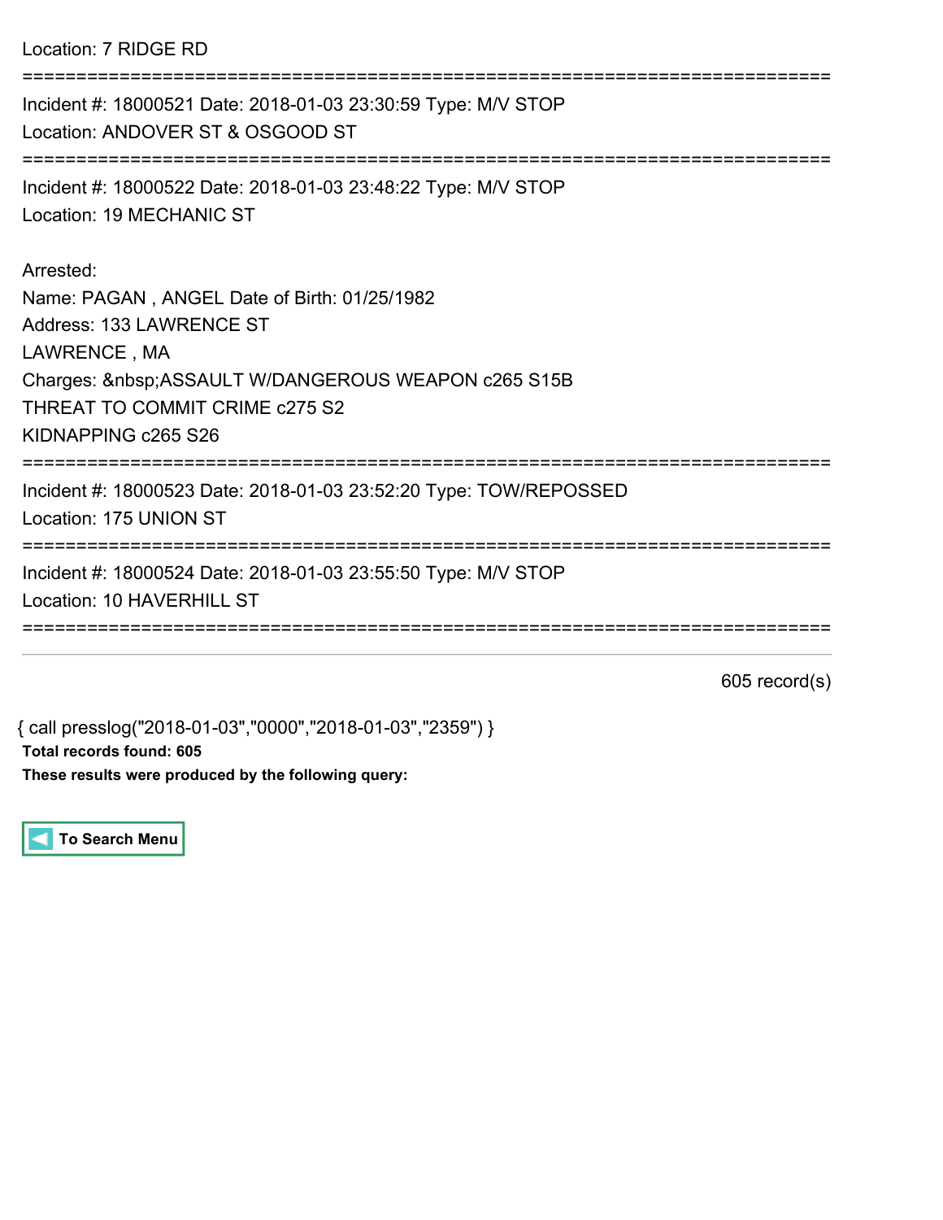Location: 7 RIDGE RD

===========================================================================

Incident #: 18000521 Date: 2018-01-03 23:30:59 Type: M/V STOP

Location: ANDOVER ST & OSGOOD ST

===========================================================================

Incident #: 18000522 Date: 2018-01-03 23:48:22 Type: M/V STOP

Location: 19 MECHANIC ST

Arrested:

Name: PAGAN , ANGEL Date of Birth: 01/25/1982

Address: 133 LAWRENCE ST

LAWRENCE , MA

Charges: &nbsp;ASSAULT W/DANGEROUS WEAPON c265 S15B

THREAT TO COMMIT CRIME c275 S2

KIDNAPPING c265 S26

===========================================================================

Incident #: 18000523 Date: 2018-01-03 23:52:20 Type: TOW/REPOSSED

Location: 175 UNION ST

===========================================================================

Incident #: 18000524 Date: 2018-01-03 23:55:50 Type: M/V STOP

Location: 10 HAVERHILL ST

===========================================================================

605 record(s)

{ call presslog("2018-01-03","0000","2018-01-03","2359") }

**Total records found: 605**

**These results were produced by the following query:**

To Search Menu